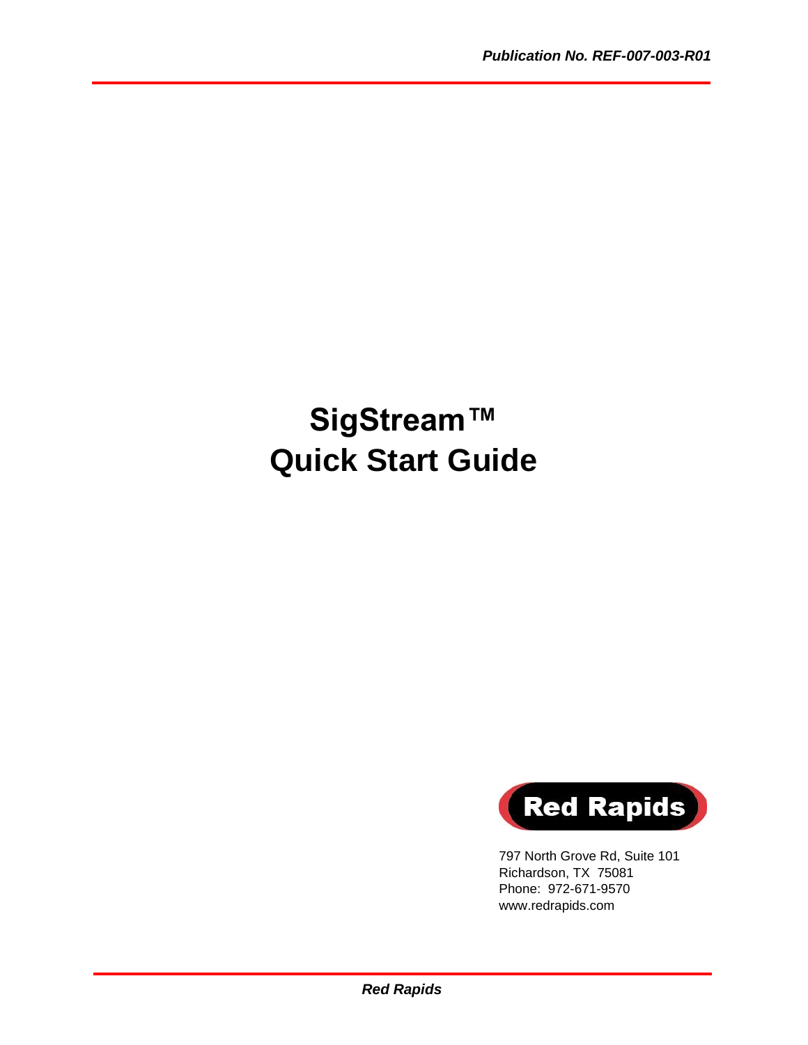*Publication No. REF-007-003-R01*

# SigStream™ Quick Start Guide

Red Rapids

797 North Grove Rd, Suite 101
Richardson, TX 75081
Phone: 972-671-9570
www.redrapids.com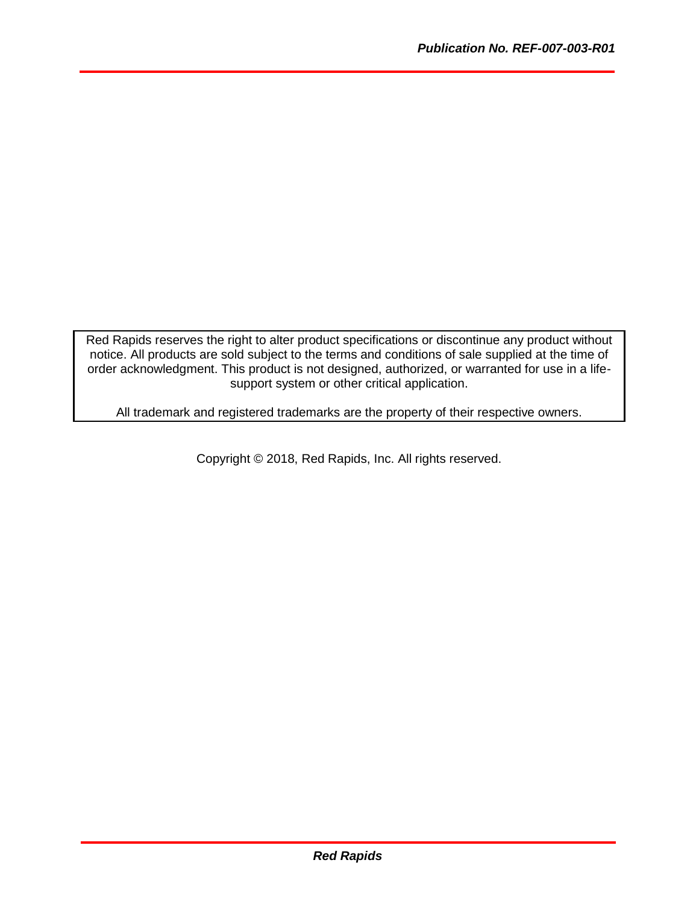Red Rapids reserves the right to alter product specifications or discontinue any product without notice. All products are sold subject to the terms and conditions of sale supplied at the time of order acknowledgment. This product is not designed, authorized, or warranted for use in a life-support system or other critical application.

All trademark and registered trademarks are the property of their respective owners.

Copyright © 2018, Red Rapids, Inc. All rights reserved.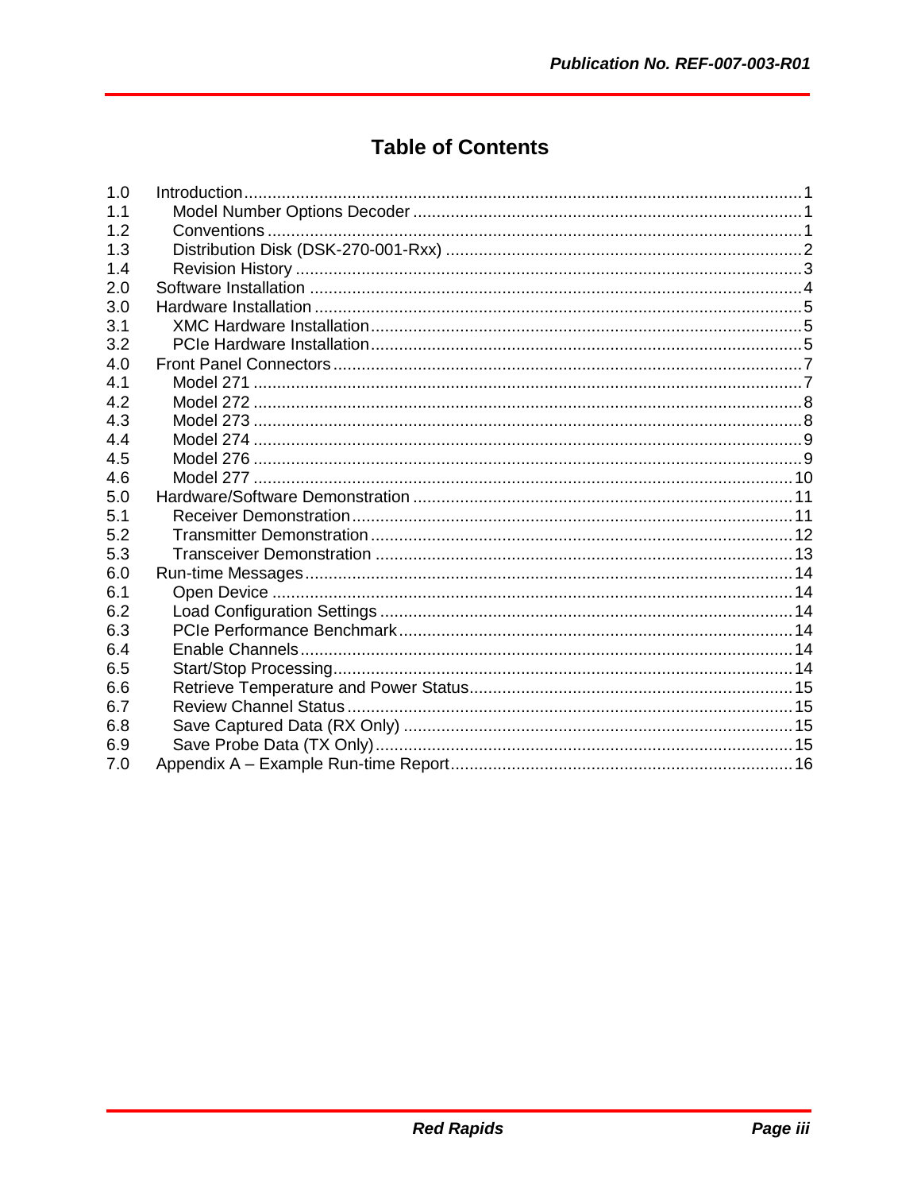# Table of Contents

| | | |
|---|---|---|
| 1.0 | Introduction | 1 |
| 1.1 | Model Number Options Decoder | 1 |
| 1.2 | Conventions | 1 |
| 1.3 | Distribution Disk (DSK-270-001-Rxx) | 2 |
| 1.4 | Revision History | 3 |
| 2.0 | Software Installation | 4 |
| 3.0 | Hardware Installation | 5 |
| 3.1 | XMC Hardware Installation | 5 |
| 3.2 | PCIe Hardware Installation | 5 |
| 4.0 | Front Panel Connectors | 7 |
| 4.1 | Model 271 | 7 |
| 4.2 | Model 272 | 8 |
| 4.3 | Model 273 | 8 |
| 4.4 | Model 274 | 9 |
| 4.5 | Model 276 | 9 |
| 4.6 | Model 277 | 10 |
| 5.0 | Hardware/Software Demonstration | 11 |
| 5.1 | Receiver Demonstration | 11 |
| 5.2 | Transmitter Demonstration | 12 |
| 5.3 | Transceiver Demonstration | 13 |
| 6.0 | Run-time Messages | 14 |
| 6.1 | Open Device | 14 |
| 6.2 | Load Configuration Settings | 14 |
| 6.3 | PCIe Performance Benchmark | 14 |
| 6.4 | Enable Channels | 14 |
| 6.5 | Start/Stop Processing | 14 |
| 6.6 | Retrieve Temperature and Power Status | 15 |
| 6.7 | Review Channel Status | 15 |
| 6.8 | Save Captured Data (RX Only) | 15 |
| 6.9 | Save Probe Data (TX Only) | 15 |
| 7.0 | Appendix A – Example Run-time Report | 16 |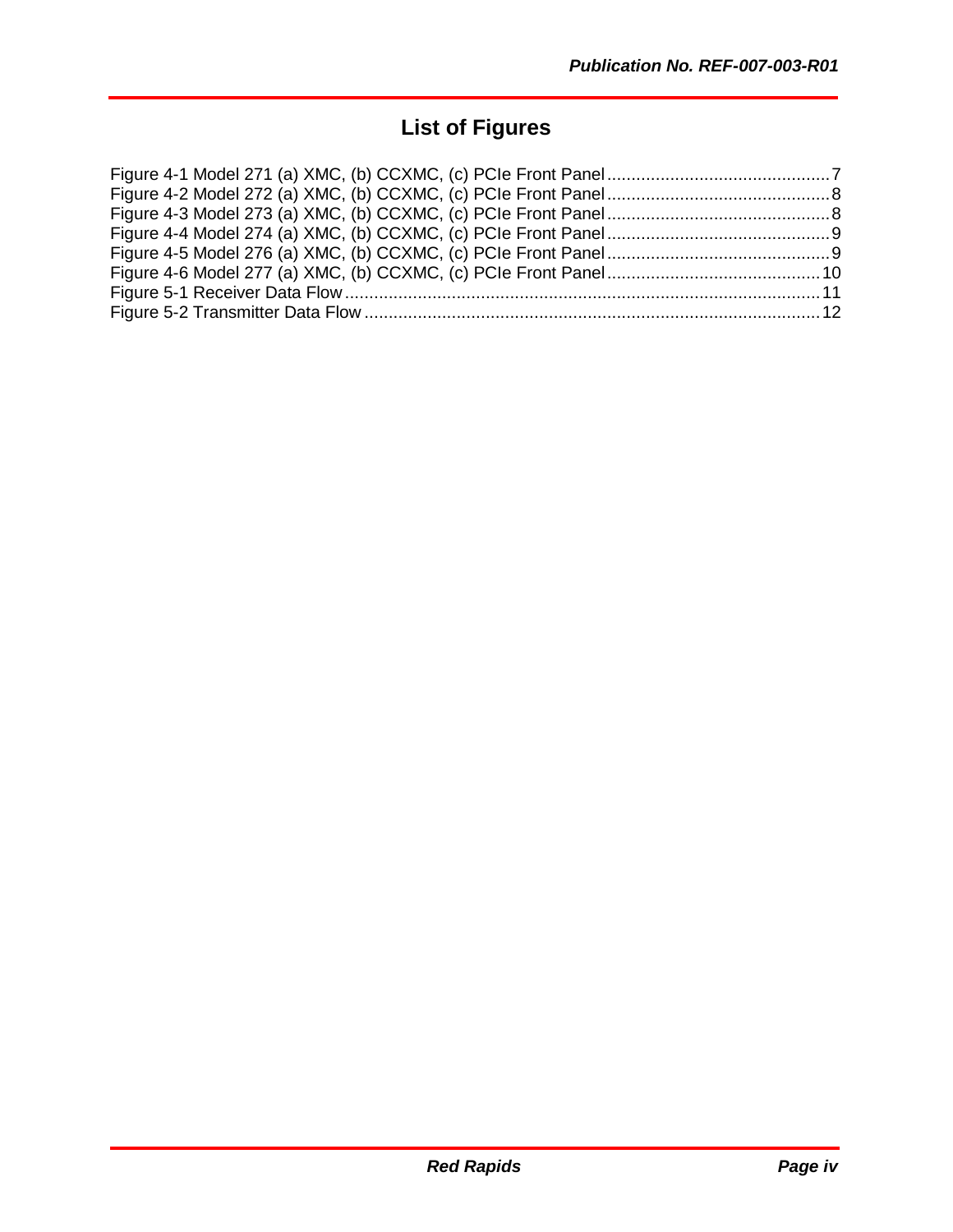# List of Figures

Figure 4-1 Model 271 (a) XMC, (b) CCXMC, (c) PCIe Front Panel .............................................. 7
Figure 4-2 Model 272 (a) XMC, (b) CCXMC, (c) PCIe Front Panel .............................................. 8
Figure 4-3 Model 273 (a) XMC, (b) CCXMC, (c) PCIe Front Panel .............................................. 8
Figure 4-4 Model 274 (a) XMC, (b) CCXMC, (c) PCIe Front Panel .............................................. 9
Figure 4-5 Model 276 (a) XMC, (b) CCXMC, (c) PCIe Front Panel .............................................. 9
Figure 4-6 Model 277 (a) XMC, (b) CCXMC, (c) PCIe Front Panel ............................................ 10
Figure 5-1 Receiver Data Flow .................................................................................................. 11
Figure 5-2 Transmitter Data Flow .............................................................................................. 12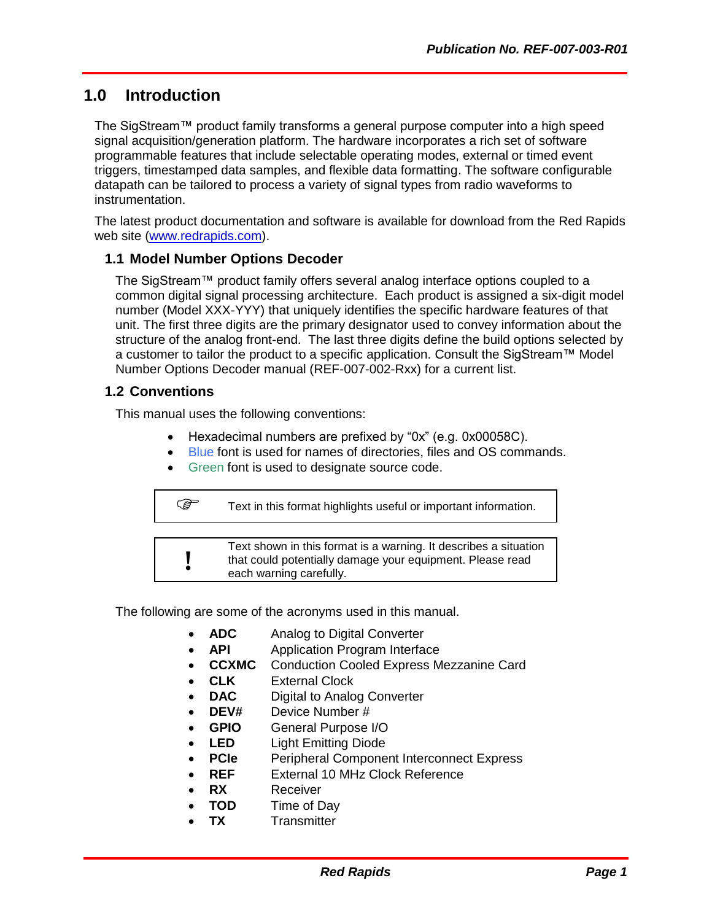# 1.0 Introduction

The SigStream™ product family transforms a general purpose computer into a high speed signal acquisition/generation platform. The hardware incorporates a rich set of software programmable features that include selectable operating modes, external or timed event triggers, timestamped data samples, and flexible data formatting. The software configurable datapath can be tailored to process a variety of signal types from radio waveforms to instrumentation.

The latest product documentation and software is available for download from the Red Rapids web site (www.redrapids.com).

## 1.1 Model Number Options Decoder

The SigStream™ product family offers several analog interface options coupled to a common digital signal processing architecture. Each product is assigned a six-digit model number (Model XXX-YYY) that uniquely identifies the specific hardware features of that unit. The first three digits are the primary designator used to convey information about the structure of the analog front-end. The last three digits define the build options selected by a customer to tailor the product to a specific application. Consult the SigStream™ Model Number Options Decoder manual (REF-007-002-Rxx) for a current list.

## 1.2 Conventions

This manual uses the following conventions:

- Hexadecimal numbers are prefixed by "0x" (e.g. 0x00058C).
- Blue font is used for names of directories, files and OS commands.
- Green font is used to designate source code.

| ☞ | Text in this format highlights useful or important information. |
|---|---|

| ! | Text shown in this format is a warning. It describes a situation that could potentially damage your equipment. Please read each warning carefully. |
|---|---|

The following are some of the acronyms used in this manual.

- **ADC** Analog to Digital Converter
- **API** Application Program Interface
- **CCXMC** Conduction Cooled Express Mezzanine Card
- **CLK** External Clock
- **DAC** Digital to Analog Converter
- **DEV#** Device Number #
- **GPIO** General Purpose I/O
- **LED** Light Emitting Diode
- **PCIe** Peripheral Component Interconnect Express
- **REF** External 10 MHz Clock Reference
- **RX** Receiver
- **TOD** Time of Day
- **TX** Transmitter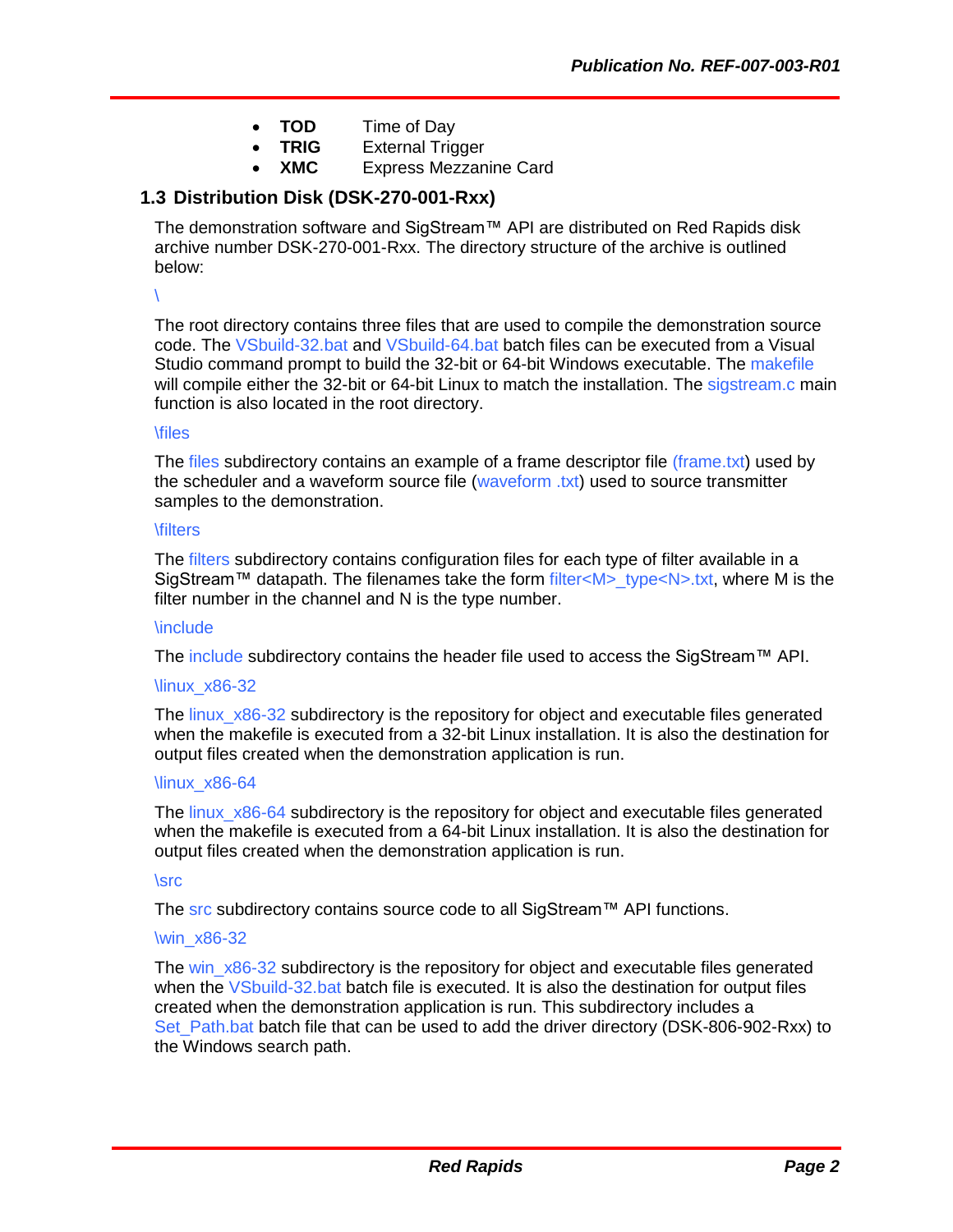- **TOD** Time of Day
- **TRIG** External Trigger
- **XMC** Express Mezzanine Card

## 1.3 Distribution Disk (DSK-270-001-Rxx)

The demonstration software and SigStream™ API are distributed on Red Rapids disk archive number DSK-270-001-Rxx. The directory structure of the archive is outlined below:

\

The root directory contains three files that are used to compile the demonstration source code. The VSbuild-32.bat and VSbuild-64.bat batch files can be executed from a Visual Studio command prompt to build the 32-bit or 64-bit Windows executable. The makefile will compile either the 32-bit or 64-bit Linux to match the installation. The sigstream.c main function is also located in the root directory.

\files

The files subdirectory contains an example of a frame descriptor file (frame.txt) used by the scheduler and a waveform source file (waveform .txt) used to source transmitter samples to the demonstration.

\filters

The filters subdirectory contains configuration files for each type of filter available in a SigStream™ datapath. The filenames take the form filter<M>_type<N>.txt, where M is the filter number in the channel and N is the type number.

\include

The include subdirectory contains the header file used to access the SigStream™ API.

\linux_x86-32

The linux_x86-32 subdirectory is the repository for object and executable files generated when the makefile is executed from a 32-bit Linux installation. It is also the destination for output files created when the demonstration application is run.

\linux_x86-64

The linux_x86-64 subdirectory is the repository for object and executable files generated when the makefile is executed from a 64-bit Linux installation. It is also the destination for output files created when the demonstration application is run.

\src

The src subdirectory contains source code to all SigStream™ API functions.

\win_x86-32

The win_x86-32 subdirectory is the repository for object and executable files generated when the VSbuild-32.bat batch file is executed. It is also the destination for output files created when the demonstration application is run. This subdirectory includes a Set_Path.bat batch file that can be used to add the driver directory (DSK-806-902-Rxx) to the Windows search path.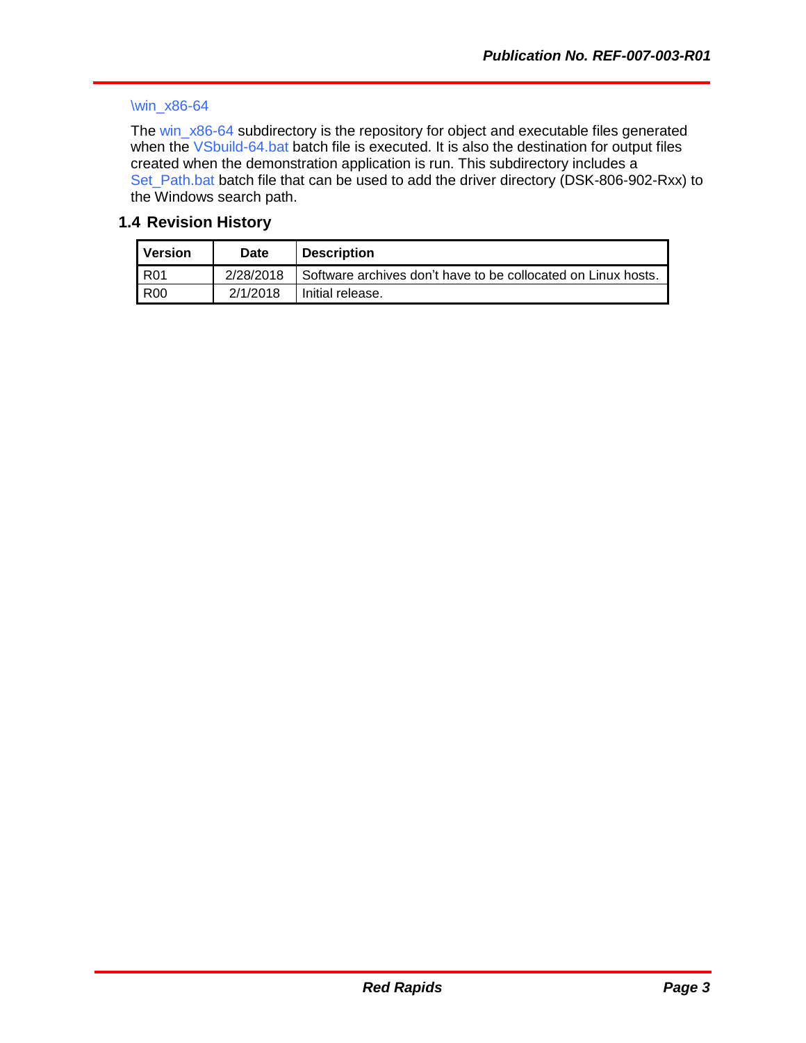\win_x86-64

The win_x86-64 subdirectory is the repository for object and executable files generated when the VSbuild-64.bat batch file is executed. It is also the destination for output files created when the demonstration application is run. This subdirectory includes a Set_Path.bat batch file that can be used to add the driver directory (DSK-806-902-Rxx) to the Windows search path.

## 1.4 Revision History

| Version | Date | Description |
|---|---|---|
| R01 | 2/28/2018 | Software archives don't have to be collocated on Linux hosts. |
| R00 | 2/1/2018 | Initial release. |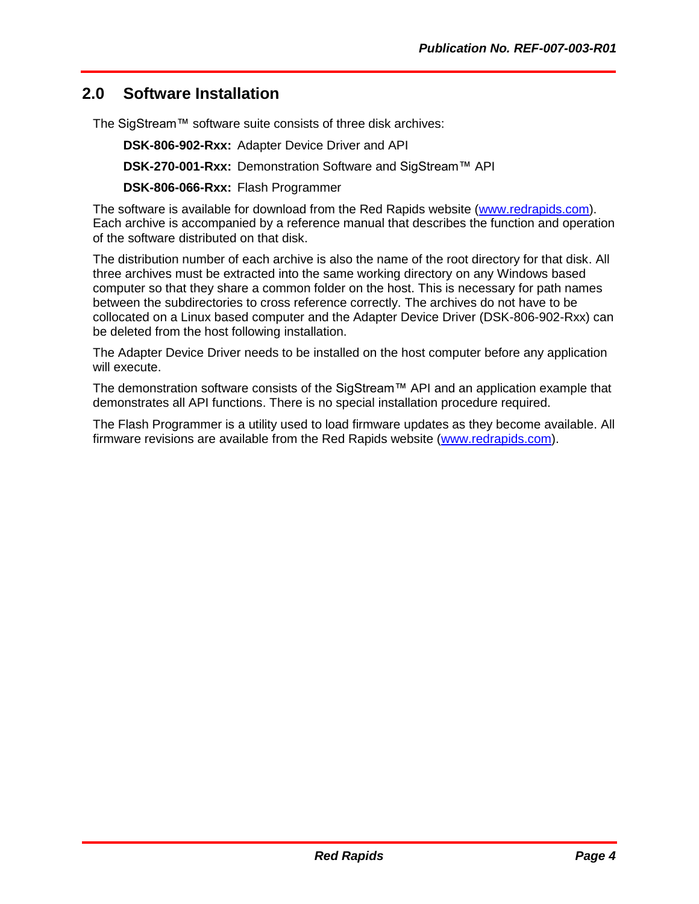## 2.0 Software Installation

The SigStream™ software suite consists of three disk archives:

**DSK-806-902-Rxx:** Adapter Device Driver and API

**DSK-270-001-Rxx:** Demonstration Software and SigStream™ API

**DSK-806-066-Rxx:** Flash Programmer

The software is available for download from the Red Rapids website (www.redrapids.com). Each archive is accompanied by a reference manual that describes the function and operation of the software distributed on that disk.

The distribution number of each archive is also the name of the root directory for that disk. All three archives must be extracted into the same working directory on any Windows based computer so that they share a common folder on the host. This is necessary for path names between the subdirectories to cross reference correctly. The archives do not have to be collocated on a Linux based computer and the Adapter Device Driver (DSK-806-902-Rxx) can be deleted from the host following installation.

The Adapter Device Driver needs to be installed on the host computer before any application will execute.

The demonstration software consists of the SigStream™ API and an application example that demonstrates all API functions. There is no special installation procedure required.

The Flash Programmer is a utility used to load firmware updates as they become available. All firmware revisions are available from the Red Rapids website (www.redrapids.com).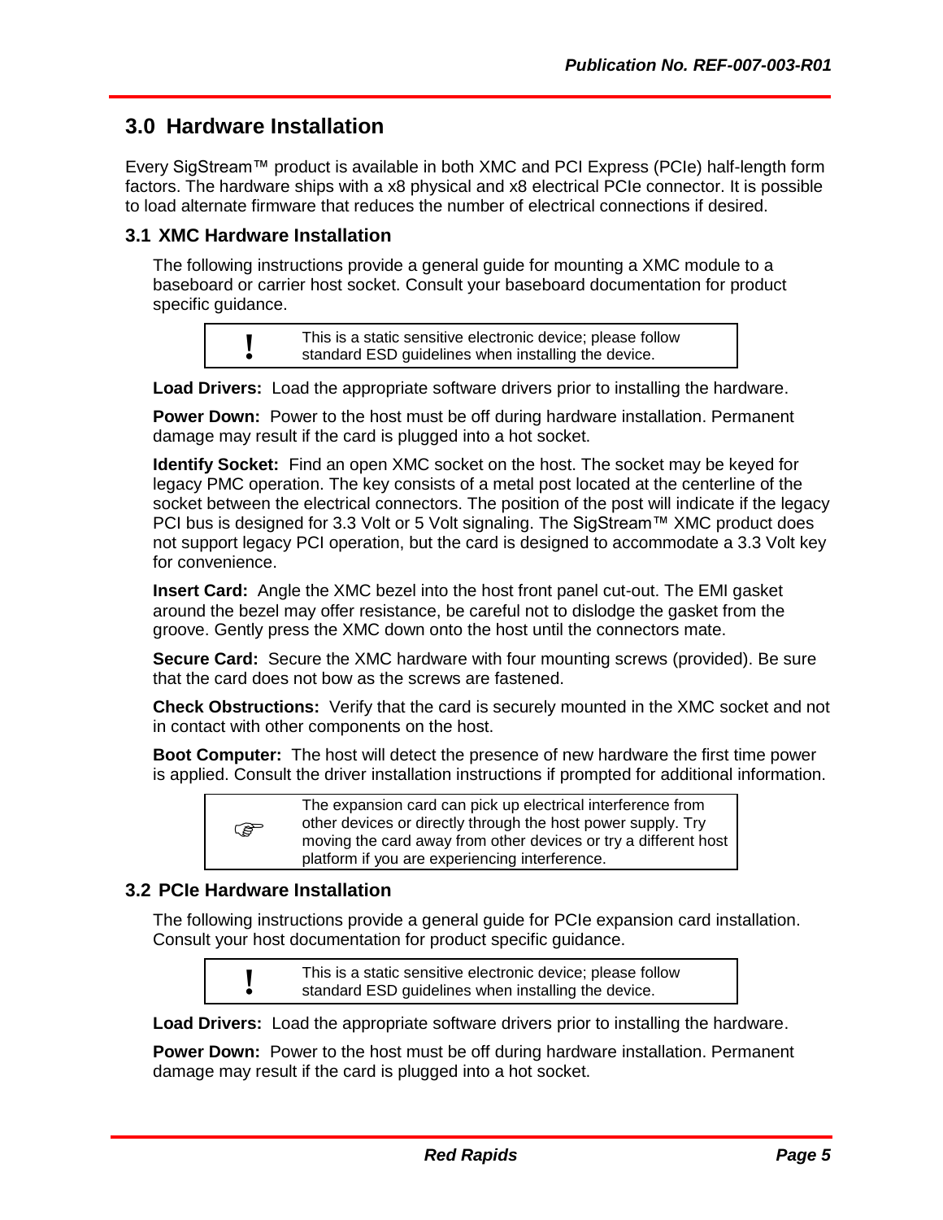## 3.0 Hardware Installation

Every SigStream™ product is available in both XMC and PCI Express (PCIe) half-length form factors. The hardware ships with a x8 physical and x8 electrical PCIe connector. It is possible to load alternate firmware that reduces the number of electrical connections if desired.

### 3.1 XMC Hardware Installation

The following instructions provide a general guide for mounting a XMC module to a baseboard or carrier host socket. Consult your baseboard documentation for product specific guidance.

| ! | This is a static sensitive electronic device; please follow standard ESD guidelines when installing the device. |
|---|---|

**Load Drivers:** Load the appropriate software drivers prior to installing the hardware.

**Power Down:** Power to the host must be off during hardware installation. Permanent damage may result if the card is plugged into a hot socket.

**Identify Socket:** Find an open XMC socket on the host. The socket may be keyed for legacy PMC operation. The key consists of a metal post located at the centerline of the socket between the electrical connectors. The position of the post will indicate if the legacy PCI bus is designed for 3.3 Volt or 5 Volt signaling. The SigStream™ XMC product does not support legacy PCI operation, but the card is designed to accommodate a 3.3 Volt key for convenience.

**Insert Card:** Angle the XMC bezel into the host front panel cut-out. The EMI gasket around the bezel may offer resistance, be careful not to dislodge the gasket from the groove. Gently press the XMC down onto the host until the connectors mate.

**Secure Card:** Secure the XMC hardware with four mounting screws (provided). Be sure that the card does not bow as the screws are fastened.

**Check Obstructions:** Verify that the card is securely mounted in the XMC socket and not in contact with other components on the host.

**Boot Computer:** The host will detect the presence of new hardware the first time power is applied. Consult the driver installation instructions if prompted for additional information.

| ☞ | The expansion card can pick up electrical interference from other devices or directly through the host power supply. Try moving the card away from other devices or try a different host platform if you are experiencing interference. |
|---|---|

### 3.2 PCIe Hardware Installation

The following instructions provide a general guide for PCIe expansion card installation. Consult your host documentation for product specific guidance.

| ! | This is a static sensitive electronic device; please follow standard ESD guidelines when installing the device. |
|---|---|

**Load Drivers:** Load the appropriate software drivers prior to installing the hardware.

**Power Down:** Power to the host must be off during hardware installation. Permanent damage may result if the card is plugged into a hot socket.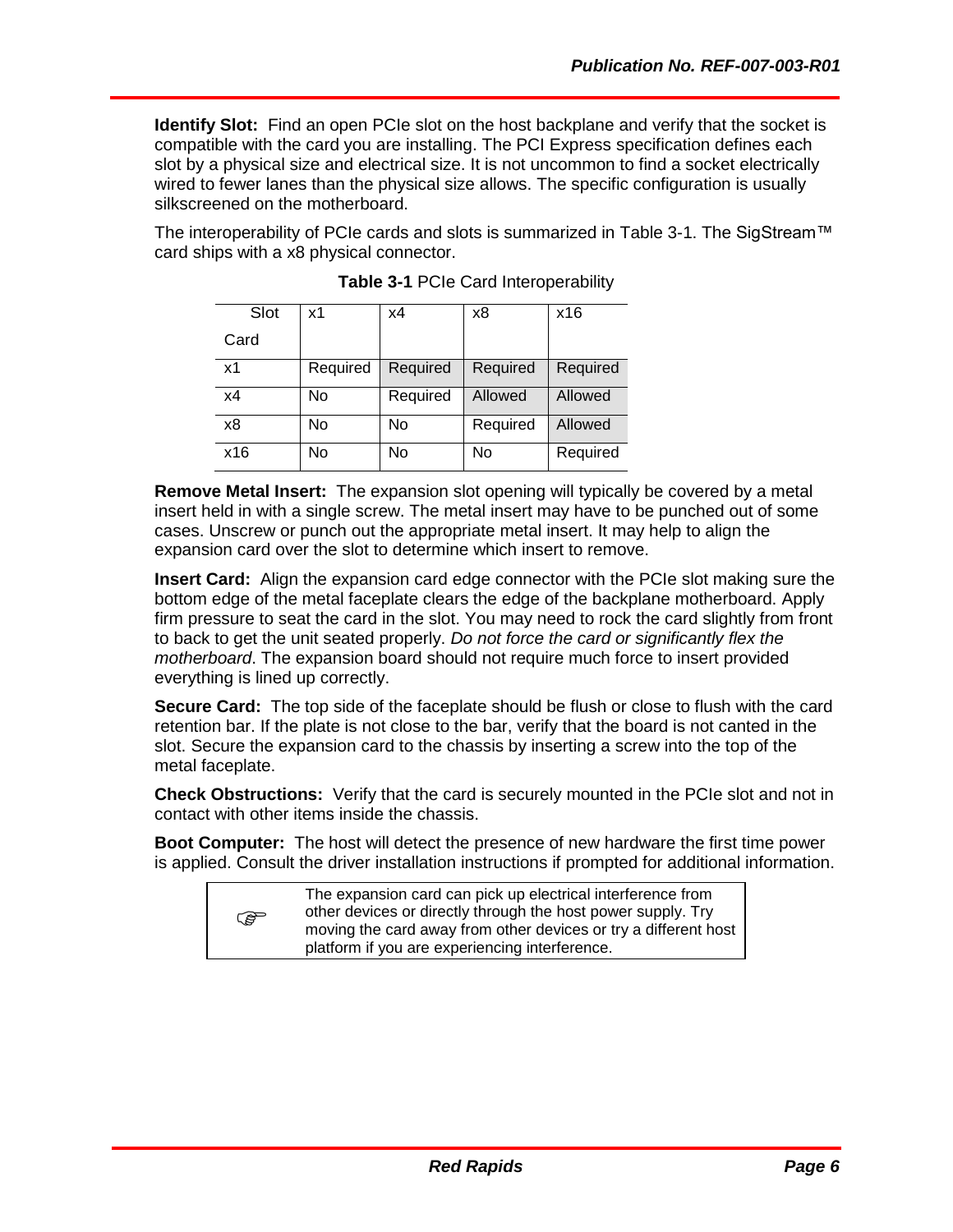**Identify Slot:** Find an open PCIe slot on the host backplane and verify that the socket is compatible with the card you are installing. The PCI Express specification defines each slot by a physical size and electrical size. It is not uncommon to find a socket electrically wired to fewer lanes than the physical size allows. The specific configuration is usually silkscreened on the motherboard.

The interoperability of PCIe cards and slots is summarized in Table 3-1. The SigStream™ card ships with a x8 physical connector.

**Table 3-1** PCIe Card Interoperability

| Slot / Card | x1 | x4 | x8 | x16 |
|---|---|---|---|---|
| x1 | Required | Required | Required | Required |
| x4 | No | Required | Allowed | Allowed |
| x8 | No | No | Required | Allowed |
| x16 | No | No | No | Required |

**Remove Metal Insert:** The expansion slot opening will typically be covered by a metal insert held in with a single screw. The metal insert may have to be punched out of some cases. Unscrew or punch out the appropriate metal insert. It may help to align the expansion card over the slot to determine which insert to remove.

**Insert Card:** Align the expansion card edge connector with the PCIe slot making sure the bottom edge of the metal faceplate clears the edge of the backplane motherboard. Apply firm pressure to seat the card in the slot. You may need to rock the card slightly from front to back to get the unit seated properly. *Do not force the card or significantly flex the motherboard*. The expansion board should not require much force to insert provided everything is lined up correctly.

**Secure Card:** The top side of the faceplate should be flush or close to flush with the card retention bar. If the plate is not close to the bar, verify that the board is not canted in the slot. Secure the expansion card to the chassis by inserting a screw into the top of the metal faceplate.

**Check Obstructions:** Verify that the card is securely mounted in the PCIe slot and not in contact with other items inside the chassis.

**Boot Computer:** The host will detect the presence of new hardware the first time power is applied. Consult the driver installation instructions if prompted for additional information.

> ☞ The expansion card can pick up electrical interference from other devices or directly through the host power supply. Try moving the card away from other devices or try a different host platform if you are experiencing interference.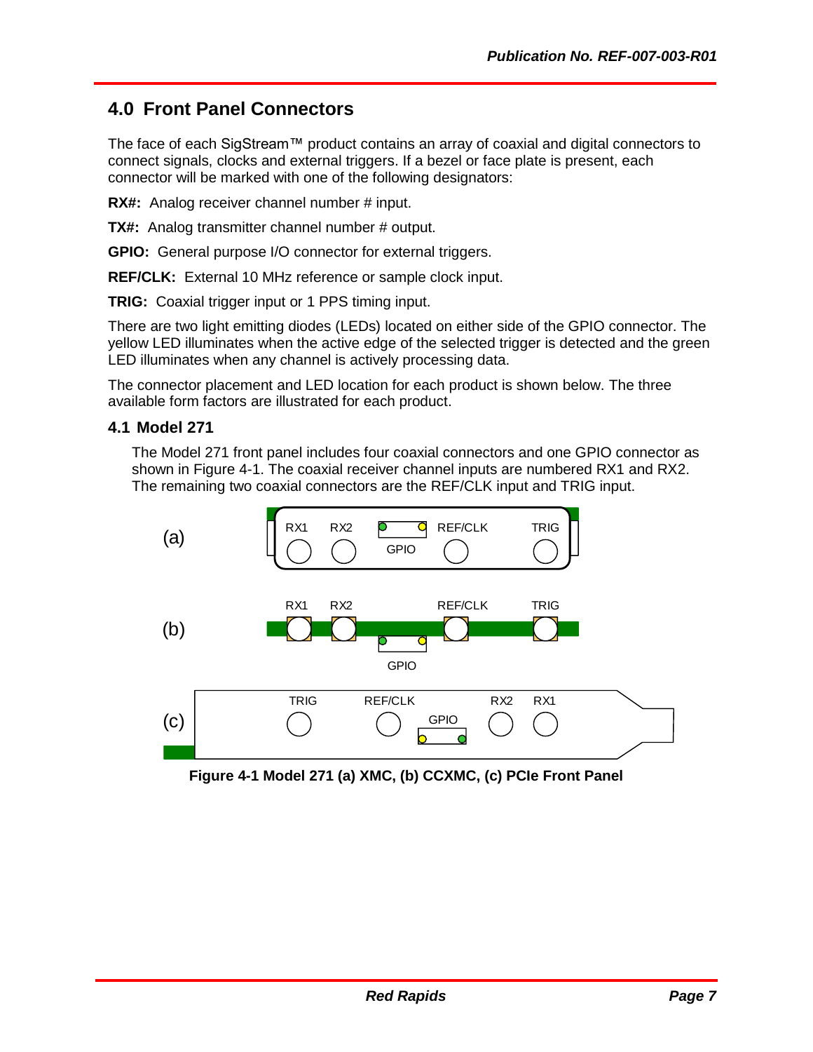## 4.0 Front Panel Connectors

The face of each SigStream™ product contains an array of coaxial and digital connectors to connect signals, clocks and external triggers. If a bezel or face plate is present, each connector will be marked with one of the following designators:

**RX#:** Analog receiver channel number # input.

**TX#:** Analog transmitter channel number # output.

**GPIO:** General purpose I/O connector for external triggers.

**REF/CLK:** External 10 MHz reference or sample clock input.

**TRIG:** Coaxial trigger input or 1 PPS timing input.

There are two light emitting diodes (LEDs) located on either side of the GPIO connector. The yellow LED illuminates when the active edge of the selected trigger is detected and the green LED illuminates when any channel is actively processing data.

The connector placement and LED location for each product is shown below. The three available form factors are illustrated for each product.

### 4.1 Model 271

The Model 271 front panel includes four coaxial connectors and one GPIO connector as shown in Figure 4-1. The coaxial receiver channel inputs are numbered RX1 and RX2. The remaining two coaxial connectors are the REF/CLK input and TRIG input.

**Figure 4-1 Model 271 (a) XMC, (b) CCXMC, (c) PCIe Front Panel**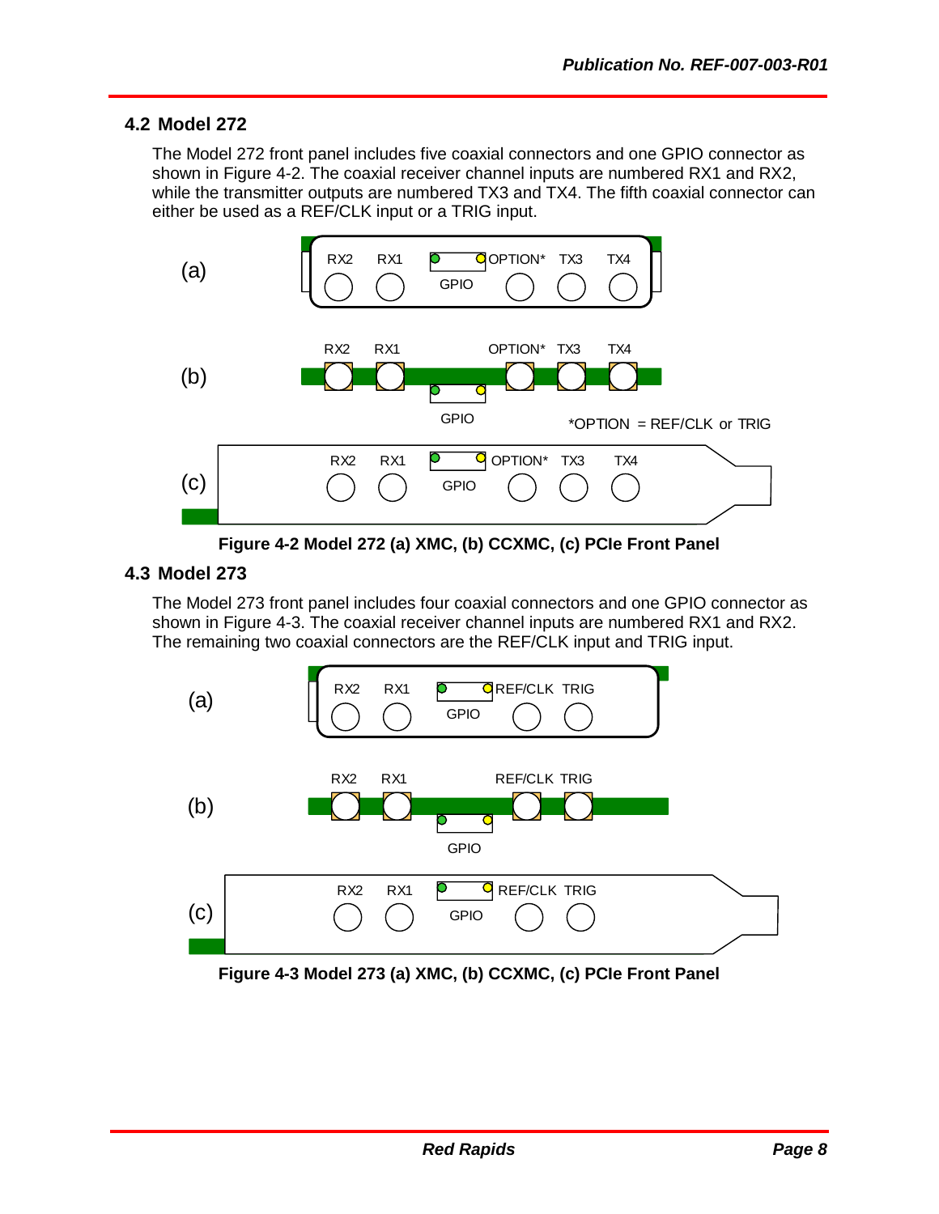## 4.2 Model 272

The Model 272 front panel includes five coaxial connectors and one GPIO connector as shown in Figure 4-2. The coaxial receiver channel inputs are numbered RX1 and RX2, while the transmitter outputs are numbered TX3 and TX4. The fifth coaxial connector can either be used as a REF/CLK input or a TRIG input.

**Figure 4-2 Model 272 (a) XMC, (b) CCXMC, (c) PCIe Front Panel**

## 4.3 Model 273

The Model 273 front panel includes four coaxial connectors and one GPIO connector as shown in Figure 4-3. The coaxial receiver channel inputs are numbered RX1 and RX2. The remaining two coaxial connectors are the REF/CLK input and TRIG input.

**Figure 4-3 Model 273 (a) XMC, (b) CCXMC, (c) PCIe Front Panel**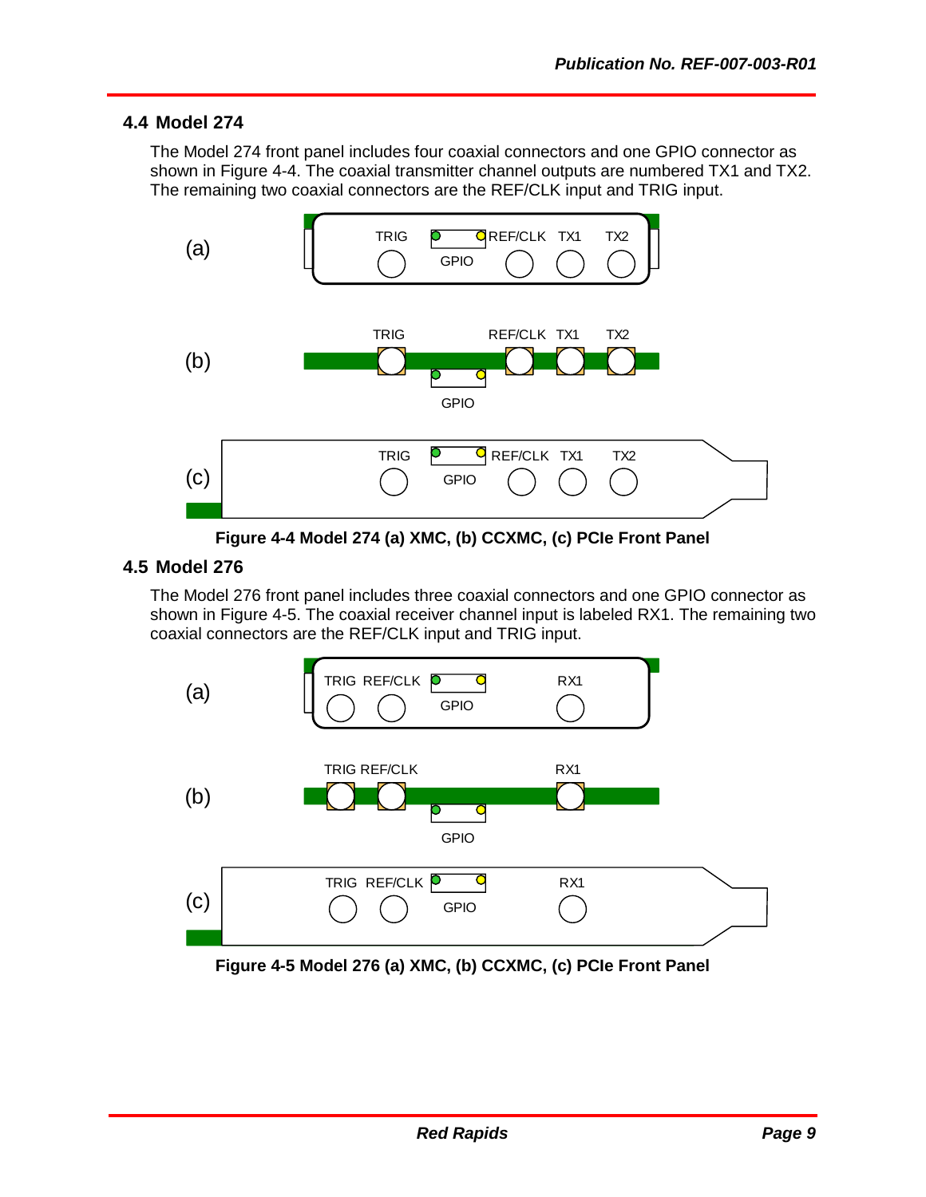## 4.4 Model 274

The Model 274 front panel includes four coaxial connectors and one GPIO connector as shown in Figure 4-4. The coaxial transmitter channel outputs are numbered TX1 and TX2. The remaining two coaxial connectors are the REF/CLK input and TRIG input.

Figure 4-4 Model 274 (a) XMC, (b) CCXMC, (c) PCIe Front Panel

## 4.5 Model 276

The Model 276 front panel includes three coaxial connectors and one GPIO connector as shown in Figure 4-5. The coaxial receiver channel input is labeled RX1. The remaining two coaxial connectors are the REF/CLK input and TRIG input.

Figure 4-5 Model 276 (a) XMC, (b) CCXMC, (c) PCIe Front Panel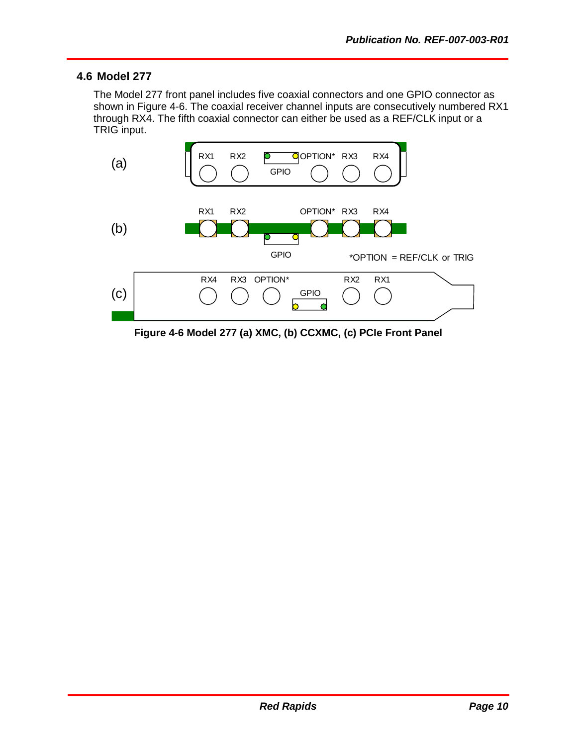## 4.6 Model 277

The Model 277 front panel includes five coaxial connectors and one GPIO connector as shown in Figure 4-6. The coaxial receiver channel inputs are consecutively numbered RX1 through RX4. The fifth coaxial connector can either be used as a REF/CLK input or a TRIG input.

(a) RX1 RX2 GPIO OPTION* RX3 RX4

(b) RX1 RX2 GPIO OPTION* RX3 RX4

*OPTION = REF/CLK or TRIG

(c) RX4 RX3 OPTION* GPIO RX2 RX1

**Figure 4-6 Model 277 (a) XMC, (b) CCXMC, (c) PCIe Front Panel**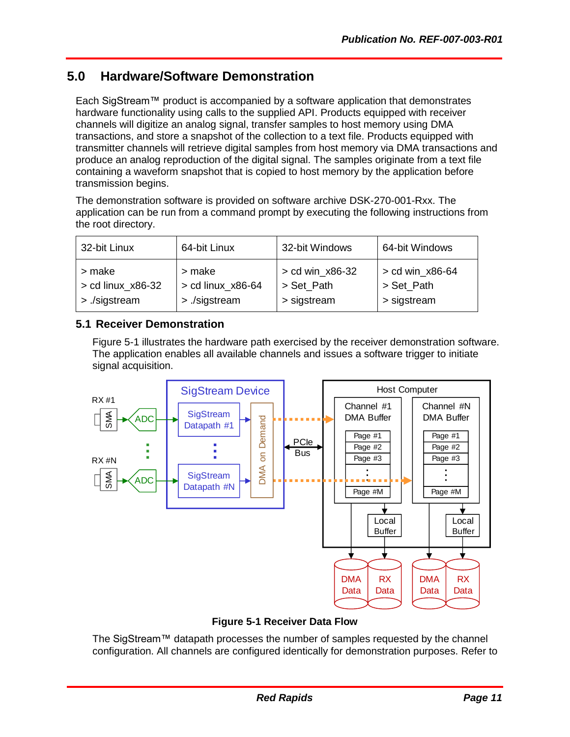## 5.0 Hardware/Software Demonstration

Each SigStream™ product is accompanied by a software application that demonstrates hardware functionality using calls to the supplied API. Products equipped with receiver channels will digitize an analog signal, transfer samples to host memory using DMA transactions, and store a snapshot of the collection to a text file. Products equipped with transmitter channels will retrieve digital samples from host memory via DMA transactions and produce an analog reproduction of the digital signal. The samples originate from a text file containing a waveform snapshot that is copied to host memory by the application before transmission begins.

The demonstration software is provided on software archive DSK-270-001-Rxx. The application can be run from a command prompt by executing the following instructions from the root directory.

| 32-bit Linux | 64-bit Linux | 32-bit Windows | 64-bit Windows |
|---|---|---|---|
| > make<br>> cd linux_x86-32<br>> ./sigstream | > make<br>> cd linux_x86-64<br>> ./sigstream | > cd win_x86-32<br>> Set_Path<br>> sigstream | > cd win_x86-64<br>> Set_Path<br>> sigstream |

### 5.1 Receiver Demonstration

Figure 5-1 illustrates the hardware path exercised by the receiver demonstration software. The application enables all available channels and issues a software trigger to initiate signal acquisition.

**Figure 5-1 Receiver Data Flow**

The SigStream™ datapath processes the number of samples requested by the channel configuration. All channels are configured identically for demonstration purposes. Refer to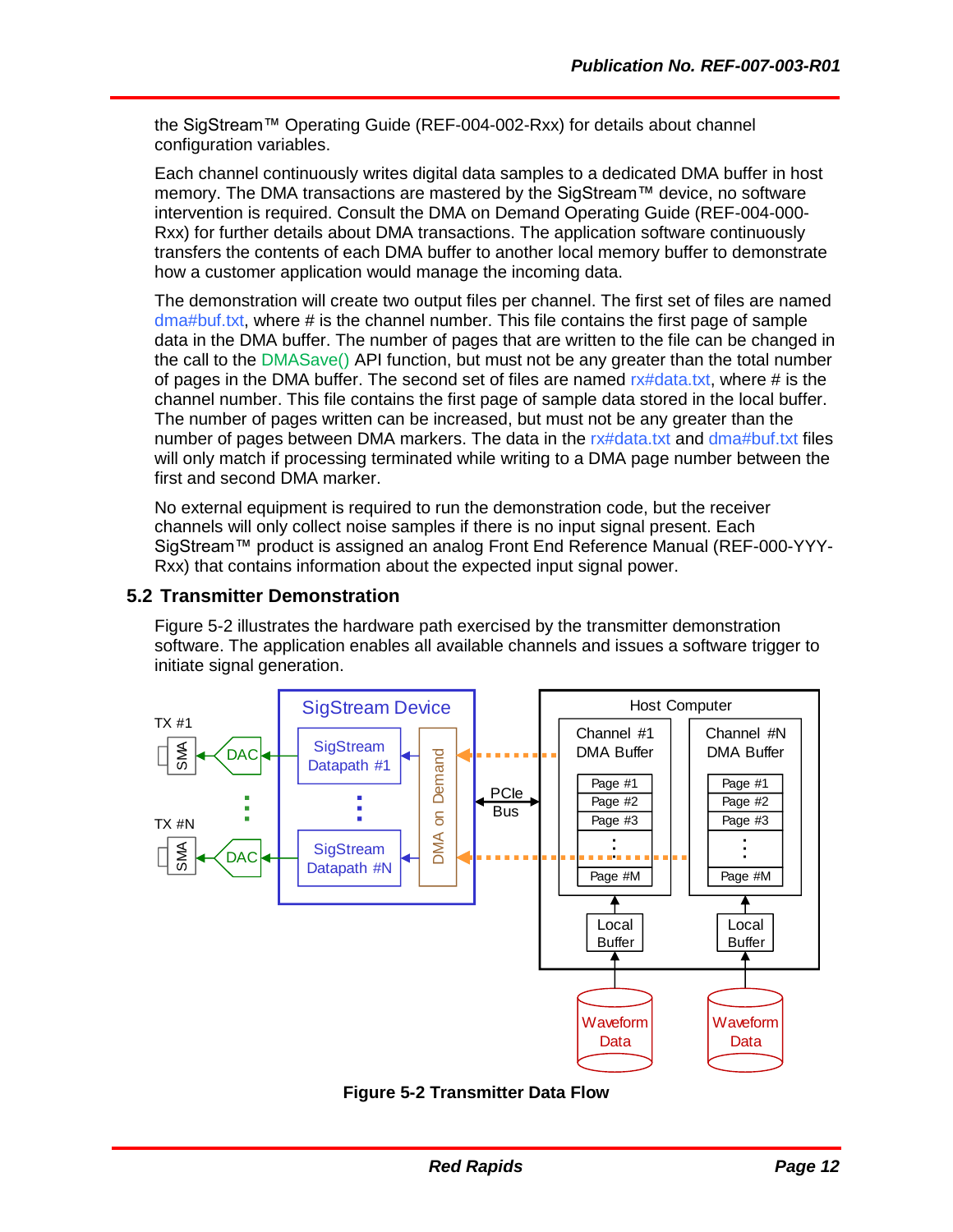the SigStream™ Operating Guide (REF-004-002-Rxx) for details about channel configuration variables.

Each channel continuously writes digital data samples to a dedicated DMA buffer in host memory. The DMA transactions are mastered by the SigStream™ device, no software intervention is required. Consult the DMA on Demand Operating Guide (REF-004-000-Rxx) for further details about DMA transactions. The application software continuously transfers the contents of each DMA buffer to another local memory buffer to demonstrate how a customer application would manage the incoming data.

The demonstration will create two output files per channel. The first set of files are named dma#buf.txt, where # is the channel number. This file contains the first page of sample data in the DMA buffer. The number of pages that are written to the file can be changed in the call to the DMASave() API function, but must not be any greater than the total number of pages in the DMA buffer. The second set of files are named rx#data.txt, where # is the channel number. This file contains the first page of sample data stored in the local buffer. The number of pages written can be increased, but must not be any greater than the number of pages between DMA markers. The data in the rx#data.txt and dma#buf.txt files will only match if processing terminated while writing to a DMA page number between the first and second DMA marker.

No external equipment is required to run the demonstration code, but the receiver channels will only collect noise samples if there is no input signal present. Each SigStream™ product is assigned an analog Front End Reference Manual (REF-000-YYY-Rxx) that contains information about the expected input signal power.

## 5.2 Transmitter Demonstration

Figure 5-2 illustrates the hardware path exercised by the transmitter demonstration software. The application enables all available channels and issues a software trigger to initiate signal generation.

**Figure 5-2 Transmitter Data Flow**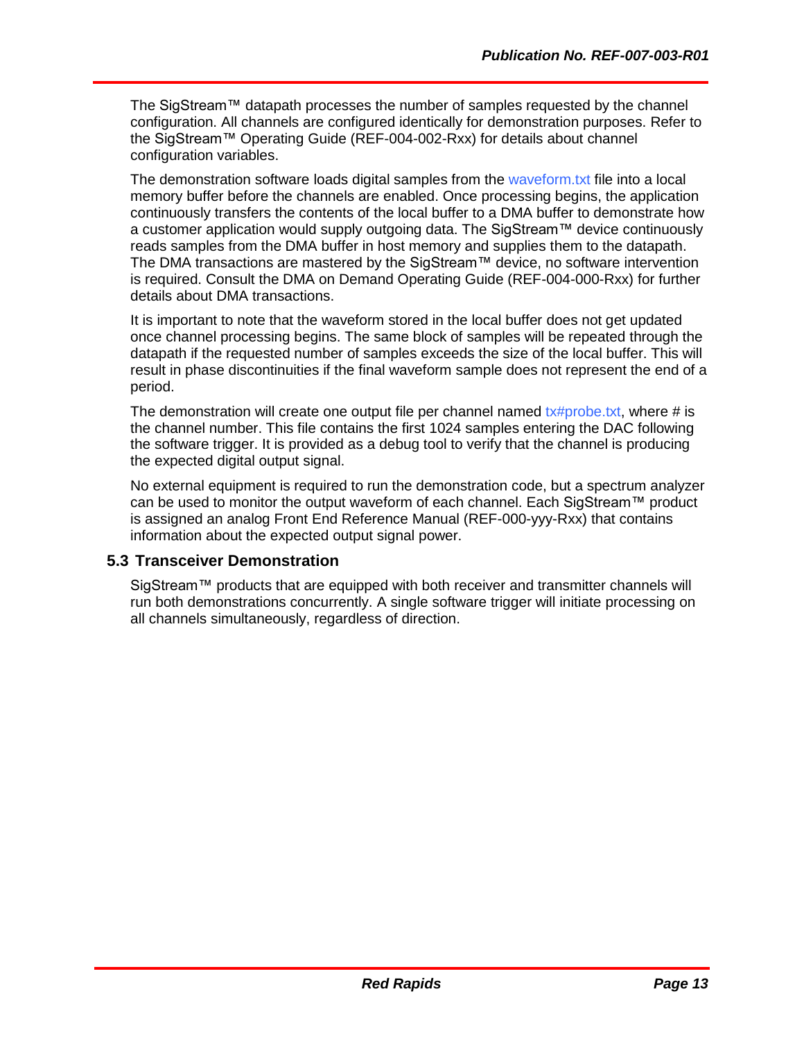The SigStream™ datapath processes the number of samples requested by the channel configuration. All channels are configured identically for demonstration purposes. Refer to the SigStream™ Operating Guide (REF-004-002-Rxx) for details about channel configuration variables.

The demonstration software loads digital samples from the waveform.txt file into a local memory buffer before the channels are enabled. Once processing begins, the application continuously transfers the contents of the local buffer to a DMA buffer to demonstrate how a customer application would supply outgoing data. The SigStream™ device continuously reads samples from the DMA buffer in host memory and supplies them to the datapath. The DMA transactions are mastered by the SigStream™ device, no software intervention is required. Consult the DMA on Demand Operating Guide (REF-004-000-Rxx) for further details about DMA transactions.

It is important to note that the waveform stored in the local buffer does not get updated once channel processing begins. The same block of samples will be repeated through the datapath if the requested number of samples exceeds the size of the local buffer. This will result in phase discontinuities if the final waveform sample does not represent the end of a period.

The demonstration will create one output file per channel named tx#probe.txt, where # is the channel number. This file contains the first 1024 samples entering the DAC following the software trigger. It is provided as a debug tool to verify that the channel is producing the expected digital output signal.

No external equipment is required to run the demonstration code, but a spectrum analyzer can be used to monitor the output waveform of each channel. Each SigStream™ product is assigned an analog Front End Reference Manual (REF-000-yyy-Rxx) that contains information about the expected output signal power.

## 5.3 Transceiver Demonstration

SigStream™ products that are equipped with both receiver and transmitter channels will run both demonstrations concurrently. A single software trigger will initiate processing on all channels simultaneously, regardless of direction.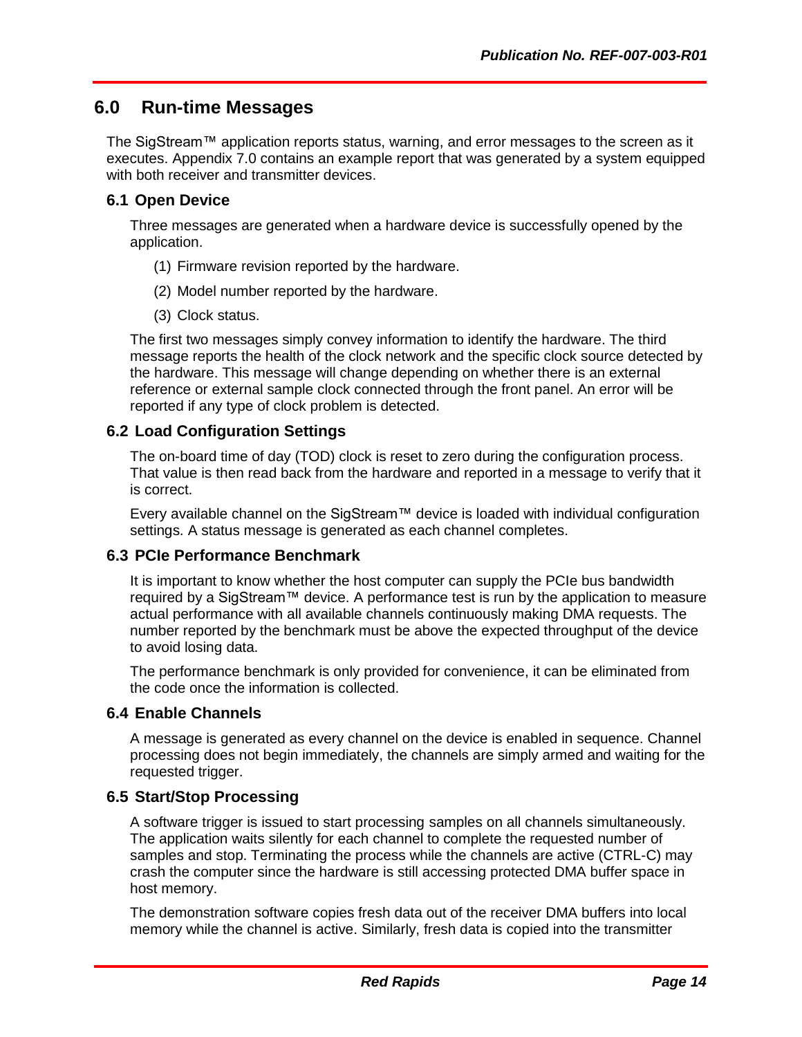# 6.0 Run-time Messages

The SigStream™ application reports status, warning, and error messages to the screen as it executes. Appendix 7.0 contains an example report that was generated by a system equipped with both receiver and transmitter devices.

## 6.1 Open Device

Three messages are generated when a hardware device is successfully opened by the application.

(1) Firmware revision reported by the hardware.

(2) Model number reported by the hardware.

(3) Clock status.

The first two messages simply convey information to identify the hardware. The third message reports the health of the clock network and the specific clock source detected by the hardware. This message will change depending on whether there is an external reference or external sample clock connected through the front panel. An error will be reported if any type of clock problem is detected.

## 6.2 Load Configuration Settings

The on-board time of day (TOD) clock is reset to zero during the configuration process. That value is then read back from the hardware and reported in a message to verify that it is correct.

Every available channel on the SigStream™ device is loaded with individual configuration settings. A status message is generated as each channel completes.

## 6.3 PCIe Performance Benchmark

It is important to know whether the host computer can supply the PCIe bus bandwidth required by a SigStream™ device. A performance test is run by the application to measure actual performance with all available channels continuously making DMA requests. The number reported by the benchmark must be above the expected throughput of the device to avoid losing data.

The performance benchmark is only provided for convenience, it can be eliminated from the code once the information is collected.

## 6.4 Enable Channels

A message is generated as every channel on the device is enabled in sequence. Channel processing does not begin immediately, the channels are simply armed and waiting for the requested trigger.

## 6.5 Start/Stop Processing

A software trigger is issued to start processing samples on all channels simultaneously. The application waits silently for each channel to complete the requested number of samples and stop. Terminating the process while the channels are active (CTRL-C) may crash the computer since the hardware is still accessing protected DMA buffer space in host memory.

The demonstration software copies fresh data out of the receiver DMA buffers into local memory while the channel is active. Similarly, fresh data is copied into the transmitter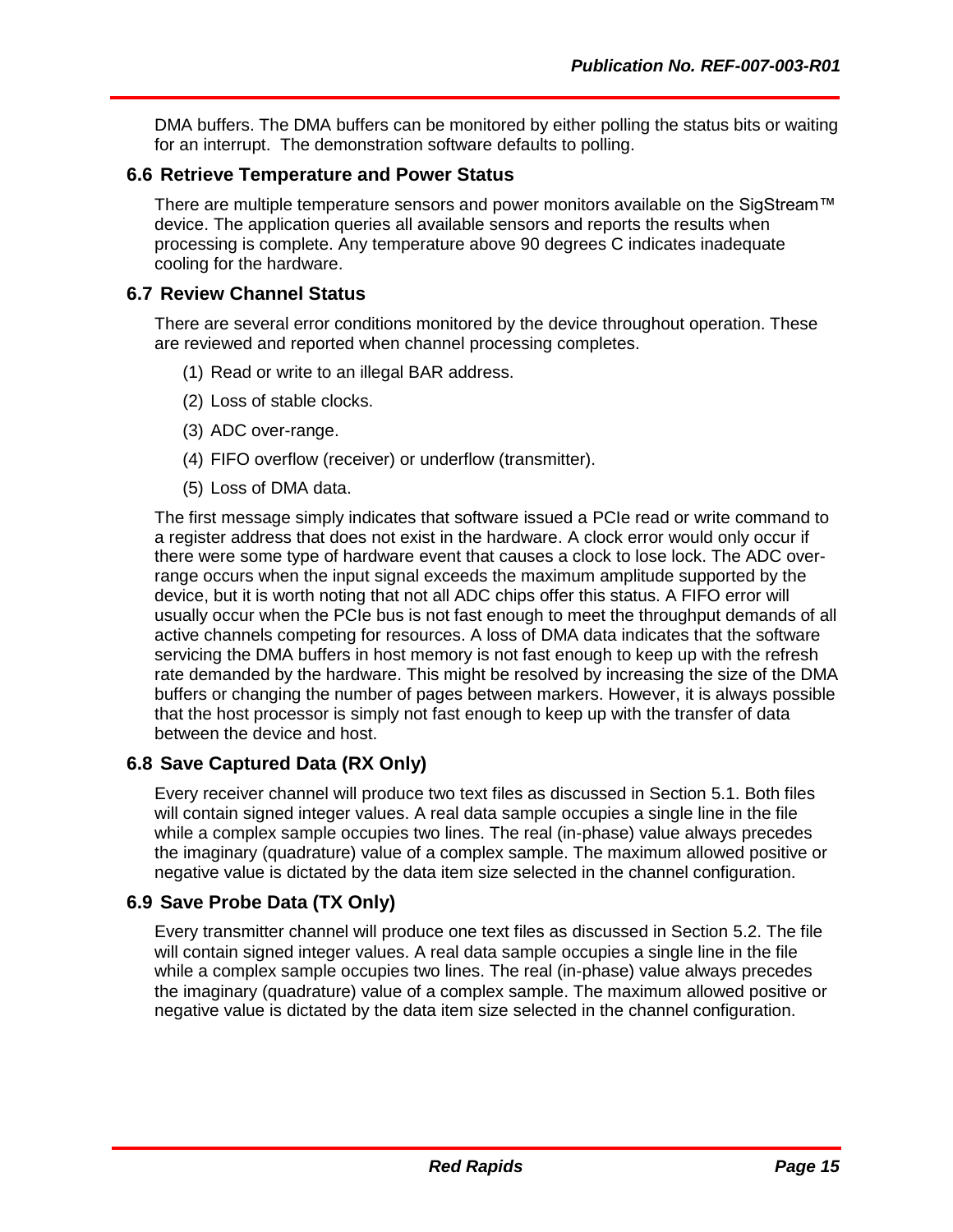DMA buffers. The DMA buffers can be monitored by either polling the status bits or waiting for an interrupt. The demonstration software defaults to polling.

### 6.6 Retrieve Temperature and Power Status

There are multiple temperature sensors and power monitors available on the SigStream™ device. The application queries all available sensors and reports the results when processing is complete. Any temperature above 90 degrees C indicates inadequate cooling for the hardware.

### 6.7 Review Channel Status

There are several error conditions monitored by the device throughout operation. These are reviewed and reported when channel processing completes.

(1) Read or write to an illegal BAR address.

(2) Loss of stable clocks.

(3) ADC over-range.

(4) FIFO overflow (receiver) or underflow (transmitter).

(5) Loss of DMA data.

The first message simply indicates that software issued a PCIe read or write command to a register address that does not exist in the hardware. A clock error would only occur if there were some type of hardware event that causes a clock to lose lock. The ADC over-range occurs when the input signal exceeds the maximum amplitude supported by the device, but it is worth noting that not all ADC chips offer this status. A FIFO error will usually occur when the PCIe bus is not fast enough to meet the throughput demands of all active channels competing for resources. A loss of DMA data indicates that the software servicing the DMA buffers in host memory is not fast enough to keep up with the refresh rate demanded by the hardware. This might be resolved by increasing the size of the DMA buffers or changing the number of pages between markers. However, it is always possible that the host processor is simply not fast enough to keep up with the transfer of data between the device and host.

### 6.8 Save Captured Data (RX Only)

Every receiver channel will produce two text files as discussed in Section 5.1. Both files will contain signed integer values. A real data sample occupies a single line in the file while a complex sample occupies two lines. The real (in-phase) value always precedes the imaginary (quadrature) value of a complex sample. The maximum allowed positive or negative value is dictated by the data item size selected in the channel configuration.

### 6.9 Save Probe Data (TX Only)

Every transmitter channel will produce one text files as discussed in Section 5.2. The file will contain signed integer values. A real data sample occupies a single line in the file while a complex sample occupies two lines. The real (in-phase) value always precedes the imaginary (quadrature) value of a complex sample. The maximum allowed positive or negative value is dictated by the data item size selected in the channel configuration.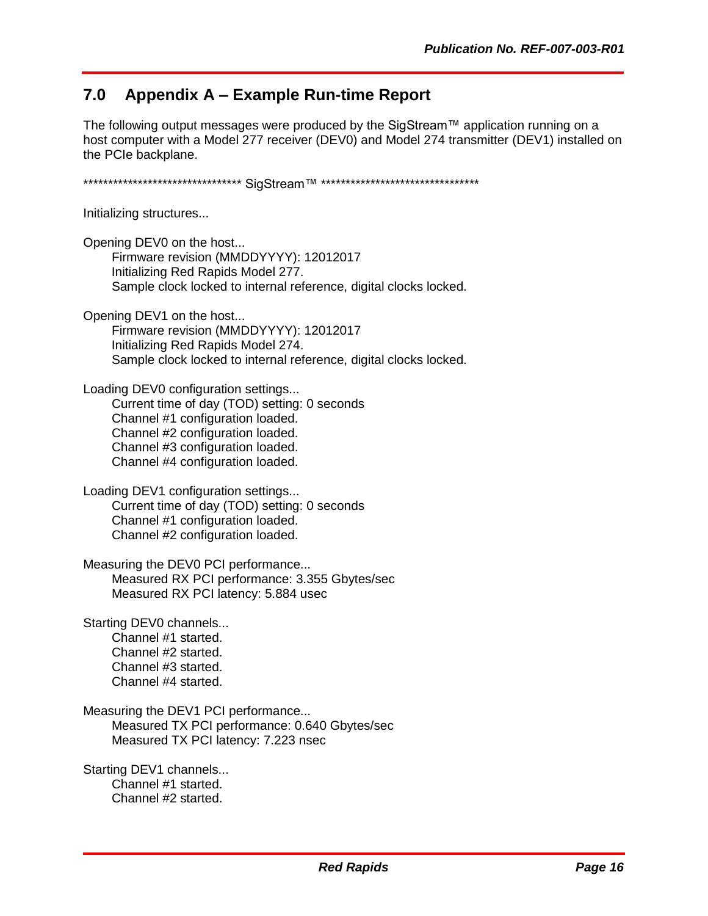## 7.0 Appendix A – Example Run-time Report

The following output messages were produced by the SigStream™ application running on a host computer with a Model 277 receiver (DEV0) and Model 274 transmitter (DEV1) installed on the PCIe backplane.

```
********************************* SigStream™ *********************************

Initializing structures...

Opening DEV0 on the host...
    Firmware revision (MMDDYYYY): 12012017
    Initializing Red Rapids Model 277.
    Sample clock locked to internal reference, digital clocks locked.

Opening DEV1 on the host...
    Firmware revision (MMDDYYYY): 12012017
    Initializing Red Rapids Model 274.
    Sample clock locked to internal reference, digital clocks locked.

Loading DEV0 configuration settings...
    Current time of day (TOD) setting: 0 seconds
    Channel #1 configuration loaded.
    Channel #2 configuration loaded.
    Channel #3 configuration loaded.
    Channel #4 configuration loaded.

Loading DEV1 configuration settings...
    Current time of day (TOD) setting: 0 seconds
    Channel #1 configuration loaded.
    Channel #2 configuration loaded.

Measuring the DEV0 PCI performance...
    Measured RX PCI performance: 3.355 Gbytes/sec
    Measured RX PCI latency: 5.884 usec

Starting DEV0 channels...
    Channel #1 started.
    Channel #2 started.
    Channel #3 started.
    Channel #4 started.

Measuring the DEV1 PCI performance...
    Measured TX PCI performance: 0.640 Gbytes/sec
    Measured TX PCI latency: 7.223 nsec

Starting DEV1 channels...
    Channel #1 started.
    Channel #2 started.
```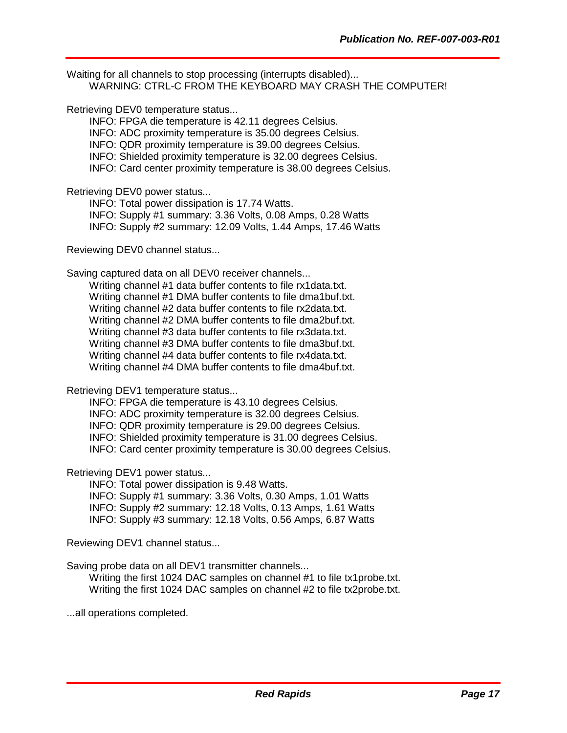Waiting for all channels to stop processing (interrupts disabled)...
    WARNING: CTRL-C FROM THE KEYBOARD MAY CRASH THE COMPUTER!

Retrieving DEV0 temperature status...
    INFO: FPGA die temperature is 42.11 degrees Celsius.
    INFO: ADC proximity temperature is 35.00 degrees Celsius.
    INFO: QDR proximity temperature is 39.00 degrees Celsius.
    INFO: Shielded proximity temperature is 32.00 degrees Celsius.
    INFO: Card center proximity temperature is 38.00 degrees Celsius.

Retrieving DEV0 power status...
    INFO: Total power dissipation is 17.74 Watts.
    INFO: Supply #1 summary: 3.36 Volts, 0.08 Amps, 0.28 Watts
    INFO: Supply #2 summary: 12.09 Volts, 1.44 Amps, 17.46 Watts

Reviewing DEV0 channel status...

Saving captured data on all DEV0 receiver channels...
    Writing channel #1 data buffer contents to file rx1data.txt.
    Writing channel #1 DMA buffer contents to file dma1buf.txt.
    Writing channel #2 data buffer contents to file rx2data.txt.
    Writing channel #2 DMA buffer contents to file dma2buf.txt.
    Writing channel #3 data buffer contents to file rx3data.txt.
    Writing channel #3 DMA buffer contents to file dma3buf.txt.
    Writing channel #4 data buffer contents to file rx4data.txt.
    Writing channel #4 DMA buffer contents to file dma4buf.txt.

Retrieving DEV1 temperature status...
    INFO: FPGA die temperature is 43.10 degrees Celsius.
    INFO: ADC proximity temperature is 32.00 degrees Celsius.
    INFO: QDR proximity temperature is 29.00 degrees Celsius.
    INFO: Shielded proximity temperature is 31.00 degrees Celsius.
    INFO: Card center proximity temperature is 30.00 degrees Celsius.

Retrieving DEV1 power status...
    INFO: Total power dissipation is 9.48 Watts.
    INFO: Supply #1 summary: 3.36 Volts, 0.30 Amps, 1.01 Watts
    INFO: Supply #2 summary: 12.18 Volts, 0.13 Amps, 1.61 Watts
    INFO: Supply #3 summary: 12.18 Volts, 0.56 Amps, 6.87 Watts

Reviewing DEV1 channel status...

Saving probe data on all DEV1 transmitter channels...
    Writing the first 1024 DAC samples on channel #1 to file tx1probe.txt.
    Writing the first 1024 DAC samples on channel #2 to file tx2probe.txt.

...all operations completed.